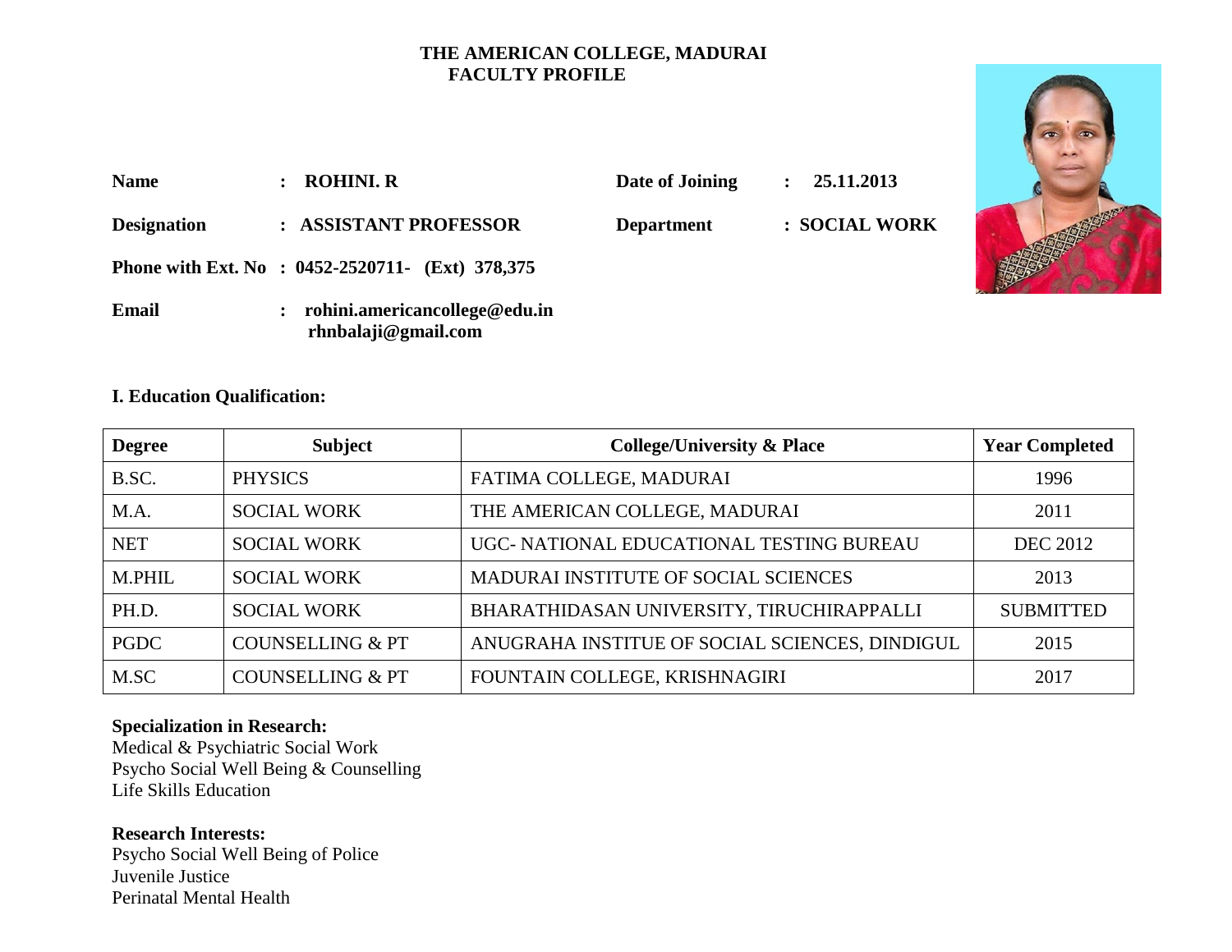# THE AMERICAN COLLEGE, MADURAI
## FACULTY PROFILE

**Name** : **ROHINI. R**

**Date of Joining** : **25.11.2013**

**Designation** : **ASSISTANT PROFESSOR**

**Department** : **SOCIAL WORK**

**Phone with Ext. No** : **0452-2520711- (Ext) 378,375**

**Email** : **rohini.americancollege@edu.in**
**rhnbalaji@gmail.com**

### I. Education Qualification:

| Degree | Subject | College/University & Place | Year Completed |
|---|---|---|---|
| B.SC. | PHYSICS | FATIMA COLLEGE, MADURAI | 1996 |
| M.A. | SOCIAL WORK | THE AMERICAN COLLEGE, MADURAI | 2011 |
| NET | SOCIAL WORK | UGC- NATIONAL EDUCATIONAL TESTING BUREAU | DEC 2012 |
| M.PHIL | SOCIAL WORK | MADURAI INSTITUTE OF SOCIAL SCIENCES | 2013 |
| PH.D. | SOCIAL WORK | BHARATHIDASAN UNIVERSITY, TIRUCHIRAPPALLI | SUBMITTED |
| PGDC | COUNSELLING & PT | ANUGRAHA INSTITUE OF SOCIAL SCIENCES, DINDIGUL | 2015 |
| M.SC | COUNSELLING & PT | FOUNTAIN COLLEGE, KRISHNAGIRI | 2017 |

**Specialization in Research:**
Medical & Psychiatric Social Work
Psycho Social Well Being & Counselling
Life Skills Education

**Research Interests:**
Psycho Social Well Being of Police
Juvenile Justice
Perinatal Mental Health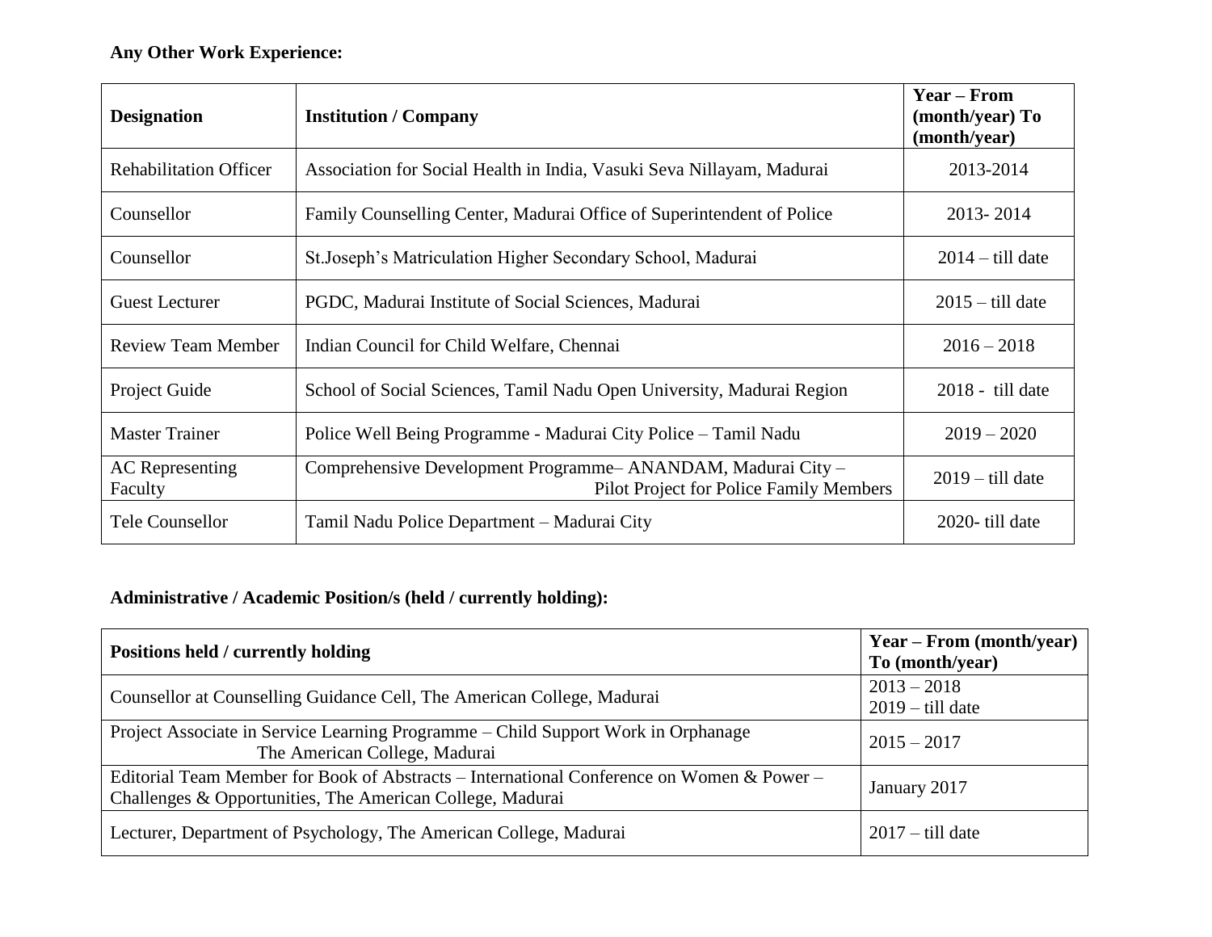**Any Other Work Experience:**

| Designation | Institution / Company | Year – From (month/year) To (month/year) |
|---|---|---|
| Rehabilitation Officer | Association for Social Health in India, Vasuki Seva Nillayam, Madurai | 2013-2014 |
| Counsellor | Family Counselling Center, Madurai Office of Superintendent of Police | 2013- 2014 |
| Counsellor | St.Joseph's Matriculation Higher Secondary School, Madurai | 2014 – till date |
| Guest Lecturer | PGDC, Madurai Institute of Social Sciences, Madurai | 2015 – till date |
| Review Team Member | Indian Council for Child Welfare, Chennai | 2016 – 2018 |
| Project Guide | School of Social Sciences, Tamil Nadu Open University, Madurai Region | 2018 - till date |
| Master Trainer | Police Well Being Programme - Madurai City Police – Tamil Nadu | 2019 – 2020 |
| AC Representing Faculty | Comprehensive Development Programme– ANANDAM, Madurai City – Pilot Project for Police Family Members | 2019 – till date |
| Tele Counsellor | Tamil Nadu Police Department – Madurai City | 2020- till date |

**Administrative / Academic Position/s (held / currently holding):**

| Positions held / currently holding | Year – From (month/year) To (month/year) |
|---|---|
| Counsellor at Counselling Guidance Cell, The American College, Madurai | 2013 – 2018<br>2019 – till date |
| Project Associate in Service Learning Programme – Child Support Work in Orphanage The American College, Madurai | 2015 – 2017 |
| Editorial Team Member for Book of Abstracts – International Conference on Women & Power – Challenges & Opportunities, The American College, Madurai | January 2017 |
| Lecturer, Department of Psychology, The American College, Madurai | 2017 – till date |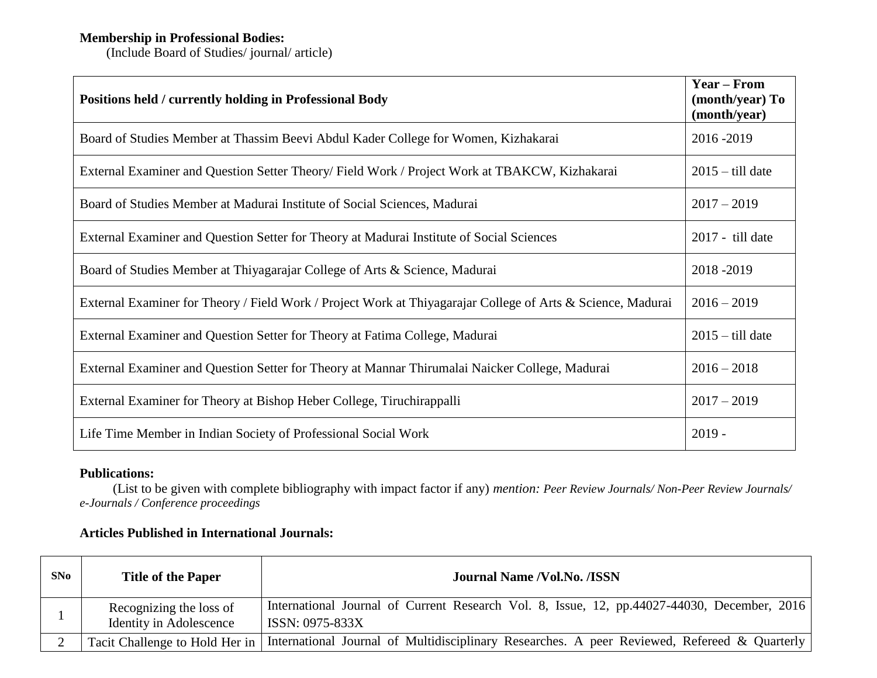**Membership in Professional Bodies:**

(Include Board of Studies/ journal/ article)

| Positions held / currently holding in Professional Body | Year – From (month/year) To (month/year) |
|---|---|
| Board of Studies Member at Thassim Beevi Abdul Kader College for Women, Kizhakarai | 2016 -2019 |
| External Examiner and Question Setter Theory/ Field Work / Project Work at TBAKCW, Kizhakarai | 2015 – till date |
| Board of Studies Member at Madurai Institute of Social Sciences, Madurai | 2017 – 2019 |
| External Examiner and Question Setter for Theory at Madurai Institute of Social Sciences | 2017 - till date |
| Board of Studies Member at Thiyagarajar College of Arts & Science, Madurai | 2018 -2019 |
| External Examiner for Theory / Field Work / Project Work at Thiyagarajar College of Arts & Science, Madurai | 2016 – 2019 |
| External Examiner and Question Setter for Theory at Fatima College, Madurai | 2015 – till date |
| External Examiner and Question Setter for Theory at Mannar Thirumalai Naicker College, Madurai | 2016 – 2018 |
| External Examiner for Theory at Bishop Heber College, Tiruchirappalli | 2017 – 2019 |
| Life Time Member in Indian Society of Professional Social Work | 2019 - |

**Publications:**

(List to be given with complete bibliography with impact factor if any) *mention: Peer Review Journals/ Non-Peer Review Journals/ e-Journals / Conference proceedings*

**Articles Published in International Journals:**

| SNo | Title of the Paper | Journal Name /Vol.No. /ISSN |
|---|---|---|
| 1 | Recognizing the loss of Identity in Adolescence | International Journal of Current Research Vol. 8, Issue, 12, pp.44027-44030, December, 2016 ISSN: 0975-833X |
| 2 | Tacit Challenge to Hold Her in | International Journal of Multidisciplinary Researches. A peer Reviewed, Refereed & Quarterly |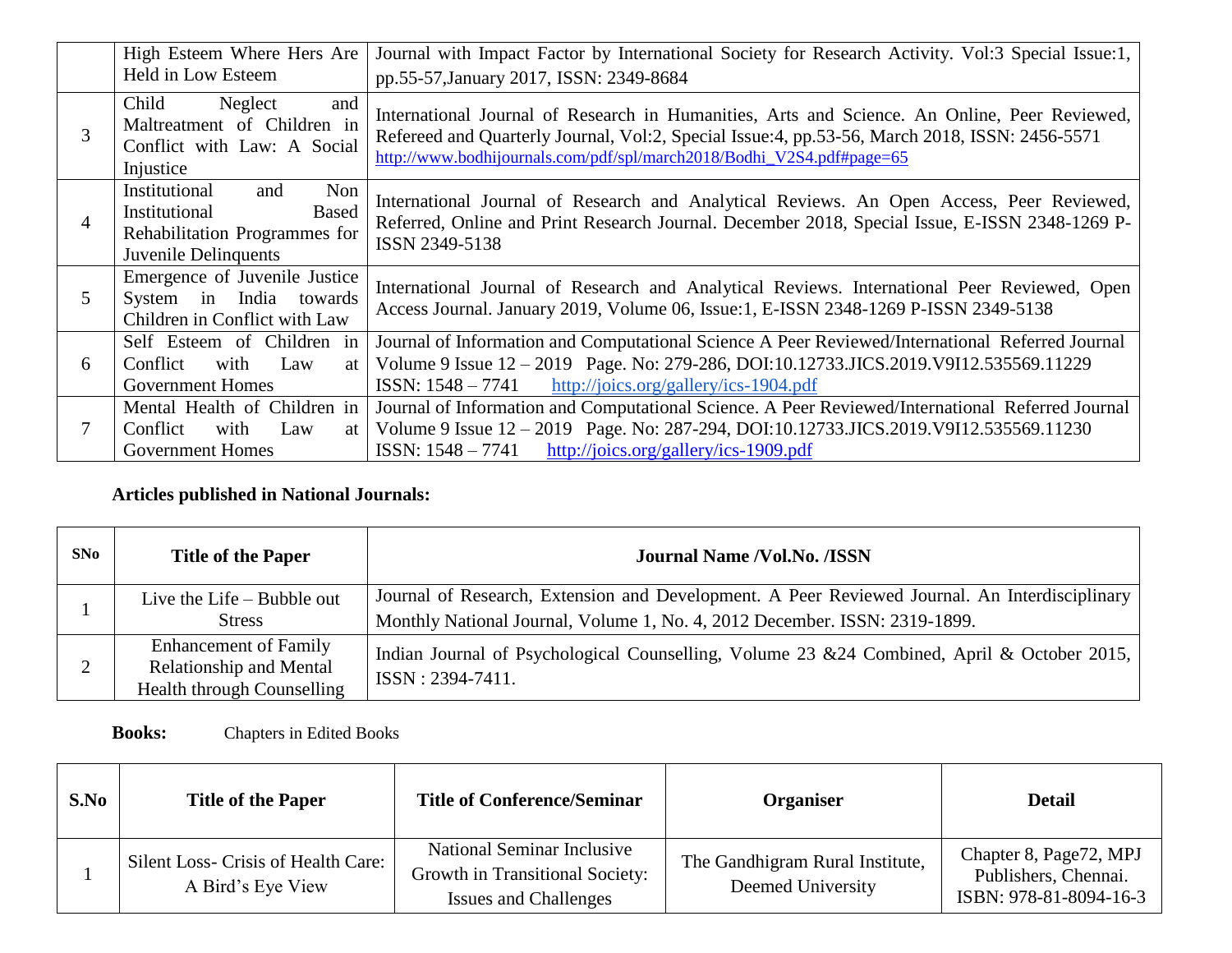| | | |
|---|---|---|
| | High Esteem Where Hers Are Held in Low Esteem | Journal with Impact Factor by International Society for Research Activity. Vol:3 Special Issue:1, pp.55-57,January 2017, ISSN: 2349-8684 |
| 3 | Child Neglect and Maltreatment of Children in Conflict with Law: A Social Injustice | International Journal of Research in Humanities, Arts and Science. An Online, Peer Reviewed, Refereed and Quarterly Journal, Vol:2, Special Issue:4, pp.53-56, March 2018, ISSN: 2456-5571 http://www.bodhijournals.com/pdf/spl/march2018/Bodhi_V2S4.pdf#page=65 |
| 4 | Institutional and Non Institutional Based Rehabilitation Programmes for Juvenile Delinquents | International Journal of Research and Analytical Reviews. An Open Access, Peer Reviewed, Referred, Online and Print Research Journal. December 2018, Special Issue, E-ISSN 2348-1269 P-ISSN 2349-5138 |
| 5 | Emergence of Juvenile Justice System in India towards Children in Conflict with Law | International Journal of Research and Analytical Reviews. International Peer Reviewed, Open Access Journal. January 2019, Volume 06, Issue:1, E-ISSN 2348-1269 P-ISSN 2349-5138 |
| 6 | Self Esteem of Children in Conflict with Law at Government Homes | Journal of Information and Computational Science A Peer Reviewed/International Referred Journal Volume 9 Issue 12 – 2019 Page. No: 279-286, DOI:10.12733.JICS.2019.V9I12.535569.11229 ISSN: 1548 – 7741 http://joics.org/gallery/ics-1904.pdf |
| 7 | Mental Health of Children in Conflict with Law at Government Homes | Journal of Information and Computational Science. A Peer Reviewed/International Referred Journal Volume 9 Issue 12 – 2019 Page. No: 287-294, DOI:10.12733.JICS.2019.V9I12.535569.11230 ISSN: 1548 – 7741 http://joics.org/gallery/ics-1909.pdf |

**Articles published in National Journals:**

| SNo | Title of the Paper | Journal Name /Vol.No. /ISSN |
|---|---|---|
| 1 | Live the Life – Bubble out Stress | Journal of Research, Extension and Development. A Peer Reviewed Journal. An Interdisciplinary Monthly National Journal, Volume 1, No. 4, 2012 December. ISSN: 2319-1899. |
| 2 | Enhancement of Family Relationship and Mental Health through Counselling | Indian Journal of Psychological Counselling, Volume 23 &24 Combined, April & October 2015, ISSN : 2394-7411. |

**Books:** Chapters in Edited Books

| S.No | Title of the Paper | Title of Conference/Seminar | Organiser | Detail |
|---|---|---|---|---|
| 1 | Silent Loss- Crisis of Health Care: A Bird's Eye View | National Seminar Inclusive Growth in Transitional Society: Issues and Challenges | The Gandhigram Rural Institute, Deemed University | Chapter 8, Page72, MPJ Publishers, Chennai. ISBN: 978-81-8094-16-3 |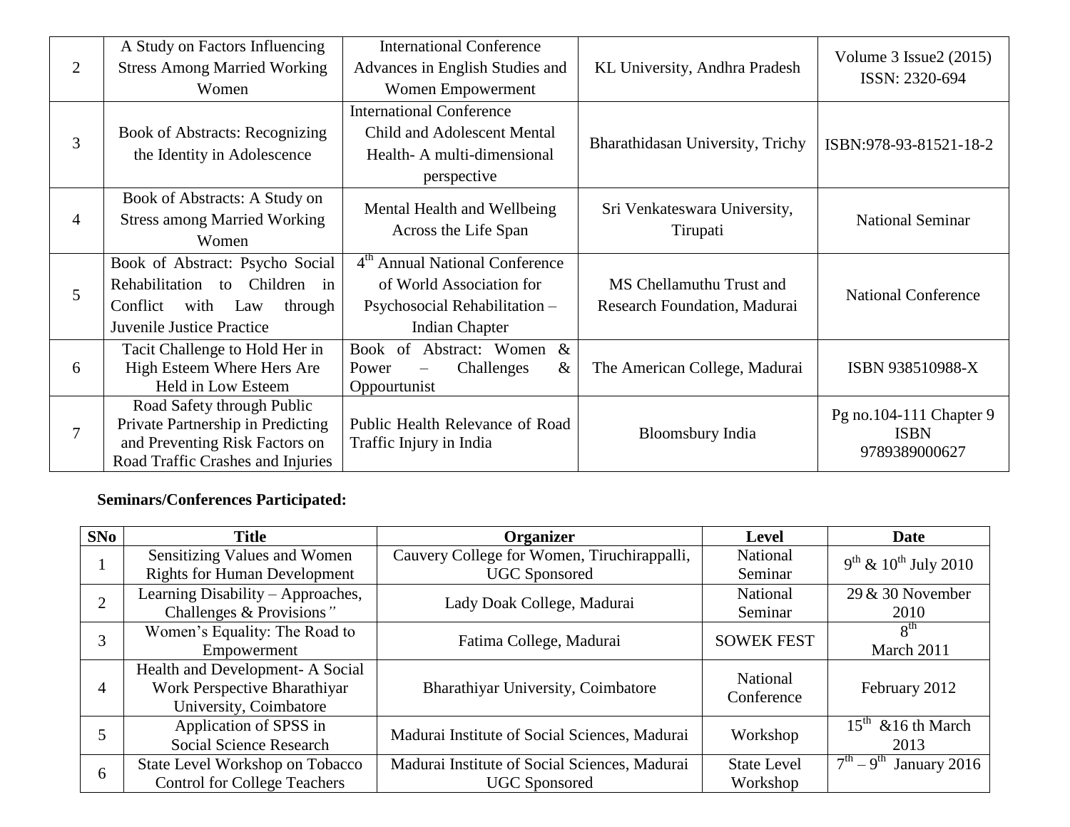| | | | | |
|---|---|---|---|---|
| 2 | A Study on Factors Influencing Stress Among Married Working Women | International Conference Advances in English Studies and Women Empowerment | KL University, Andhra Pradesh | Volume 3 Issue2 (2015) ISSN: 2320-694 |
| 3 | Book of Abstracts: Recognizing the Identity in Adolescence | International Conference Child and Adolescent Mental Health- A multi-dimensional perspective | Bharathidasan University, Trichy | ISBN:978-93-81521-18-2 |
| 4 | Book of Abstracts: A Study on Stress among Married Working Women | Mental Health and Wellbeing Across the Life Span | Sri Venkateswara University, Tirupati | National Seminar |
| 5 | Book of Abstract: Psycho Social Rehabilitation to Children in Conflict with Law through Juvenile Justice Practice | 4th Annual National Conference of World Association for Psychosocial Rehabilitation – Indian Chapter | MS Chellamuthu Trust and Research Foundation, Madurai | National Conference |
| 6 | Tacit Challenge to Hold Her in High Esteem Where Hers Are Held in Low Esteem | Book of Abstract: Women & Power – Challenges & Oppourtunist | The American College, Madurai | ISBN 938510988-X |
| 7 | Road Safety through Public Private Partnership in Predicting and Preventing Risk Factors on Road Traffic Crashes and Injuries | Public Health Relevance of Road Traffic Injury in India | Bloomsbury India | Pg no.104-111 Chapter 9 ISBN 9789389000627 |

**Seminars/Conferences Participated:**

| SNo | Title | Organizer | Level | Date |
|---|---|---|---|---|
| 1 | Sensitizing Values and Women Rights for Human Development | Cauvery College for Women, Tiruchirappalli, UGC Sponsored | National Seminar | 9th & 10th July 2010 |
| 2 | Learning Disability – Approaches, Challenges & Provisions" | Lady Doak College, Madurai | National Seminar | 29 & 30 November 2010 |
| 3 | Women's Equality: The Road to Empowerment | Fatima College, Madurai | SOWEK FEST | 8th March 2011 |
| 4 | Health and Development- A Social Work Perspective Bharathiyar University, Coimbatore | Bharathiyar University, Coimbatore | National Conference | February 2012 |
| 5 | Application of SPSS in Social Science Research | Madurai Institute of Social Sciences, Madurai | Workshop | 15th &16 th March 2013 |
| 6 | State Level Workshop on Tobacco Control for College Teachers | Madurai Institute of Social Sciences, Madurai UGC Sponsored | State Level Workshop | 7th – 9th January 2016 |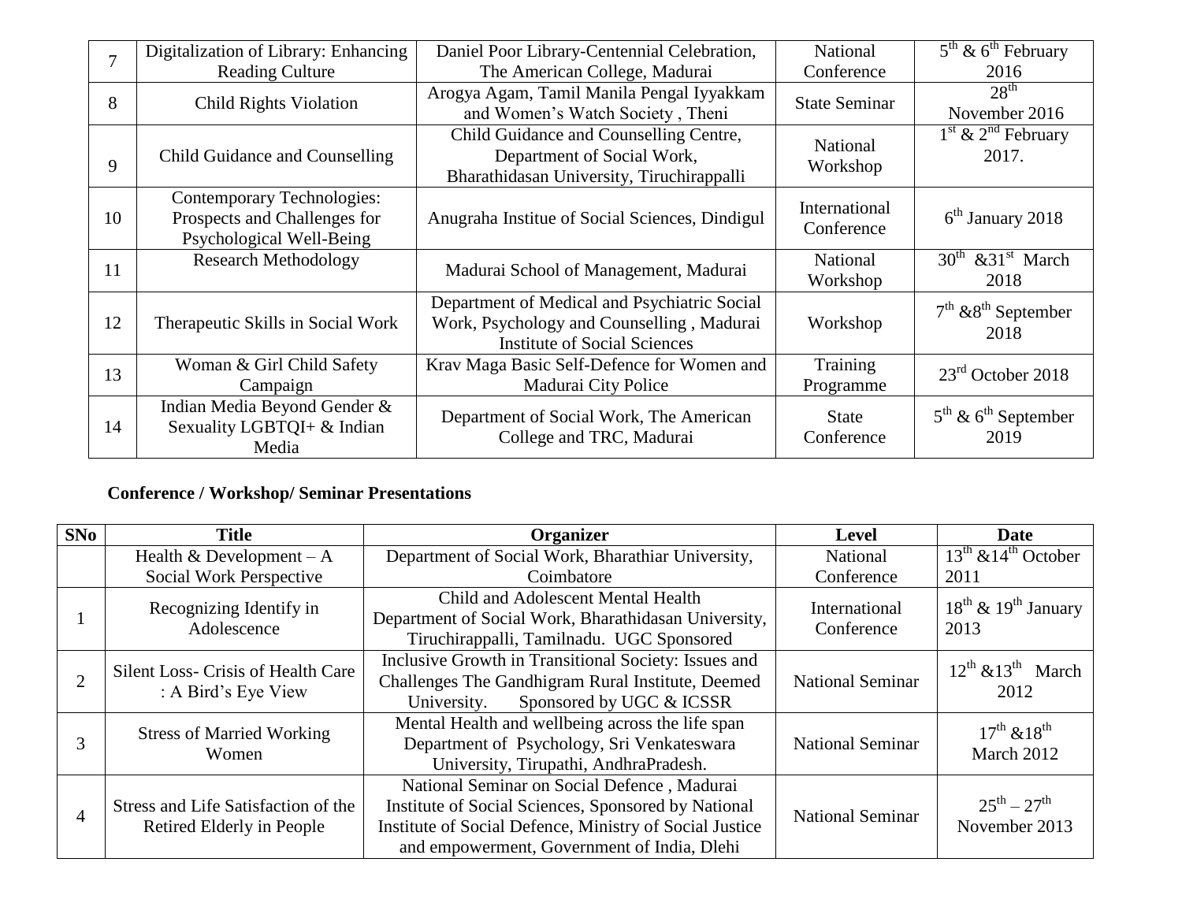| 7 | Digitalization of Library: Enhancing Reading Culture | Daniel Poor Library-Centennial Celebration, The American College, Madurai | National Conference | 5th & 6th February 2016 |
|---|---|---|---|---|
| 8 | Child Rights Violation | Arogya Agam, Tamil Manila Pengal Iyyakkam and Women's Watch Society , Theni | State Seminar | 28th November 2016 |
| 9 | Child Guidance and Counselling | Child Guidance and Counselling Centre, Department of Social Work, Bharathidasan University, Tiruchirappalli | National Workshop | 1st & 2nd February 2017. |
| 10 | Contemporary Technologies: Prospects and Challenges for Psychological Well-Being | Anugraha Institue of Social Sciences, Dindigul | International Conference | 6th January 2018 |
| 11 | Research Methodology | Madurai School of Management, Madurai | National Workshop | 30th &31st March 2018 |
| 12 | Therapeutic Skills in Social Work | Department of Medical and Psychiatric Social Work, Psychology and Counselling , Madurai Institute of Social Sciences | Workshop | 7th &8th September 2018 |
| 13 | Woman & Girl Child Safety Campaign | Krav Maga Basic Self-Defence for Women and Madurai City Police | Training Programme | 23rd October 2018 |
| 14 | Indian Media Beyond Gender & Sexuality LGBTQI+ & Indian Media | Department of Social Work, The American College and TRC, Madurai | State Conference | 5th & 6th September 2019 |

**Conference / Workshop/ Seminar Presentations**

| SNo | Title | Organizer | Level | Date |
|---|---|---|---|---|
| | Health & Development – A Social Work Perspective | Department of Social Work, Bharathiar University, Coimbatore | National Conference | 13th &14th October 2011 |
| 1 | Recognizing Identify in Adolescence | Child and Adolescent Mental Health Department of Social Work, Bharathidasan University, Tiruchirappalli, Tamilnadu. UGC Sponsored | International Conference | 18th & 19th January 2013 |
| 2 | Silent Loss- Crisis of Health Care : A Bird's Eye View | Inclusive Growth in Transitional Society: Issues and Challenges The Gandhigram Rural Institute, Deemed University. Sponsored by UGC & ICSSR | National Seminar | 12th &13th March 2012 |
| 3 | Stress of Married Working Women | Mental Health and wellbeing across the life span Department of Psychology, Sri Venkateswara University, Tirupathi, AndhraPradesh. | National Seminar | 17th &18th March 2012 |
| 4 | Stress and Life Satisfaction of the Retired Elderly in People | National Seminar on Social Defence , Madurai Institute of Social Sciences, Sponsored by National Institute of Social Defence, Ministry of Social Justice and empowerment, Government of India, Dlehi | National Seminar | 25th – 27th November 2013 |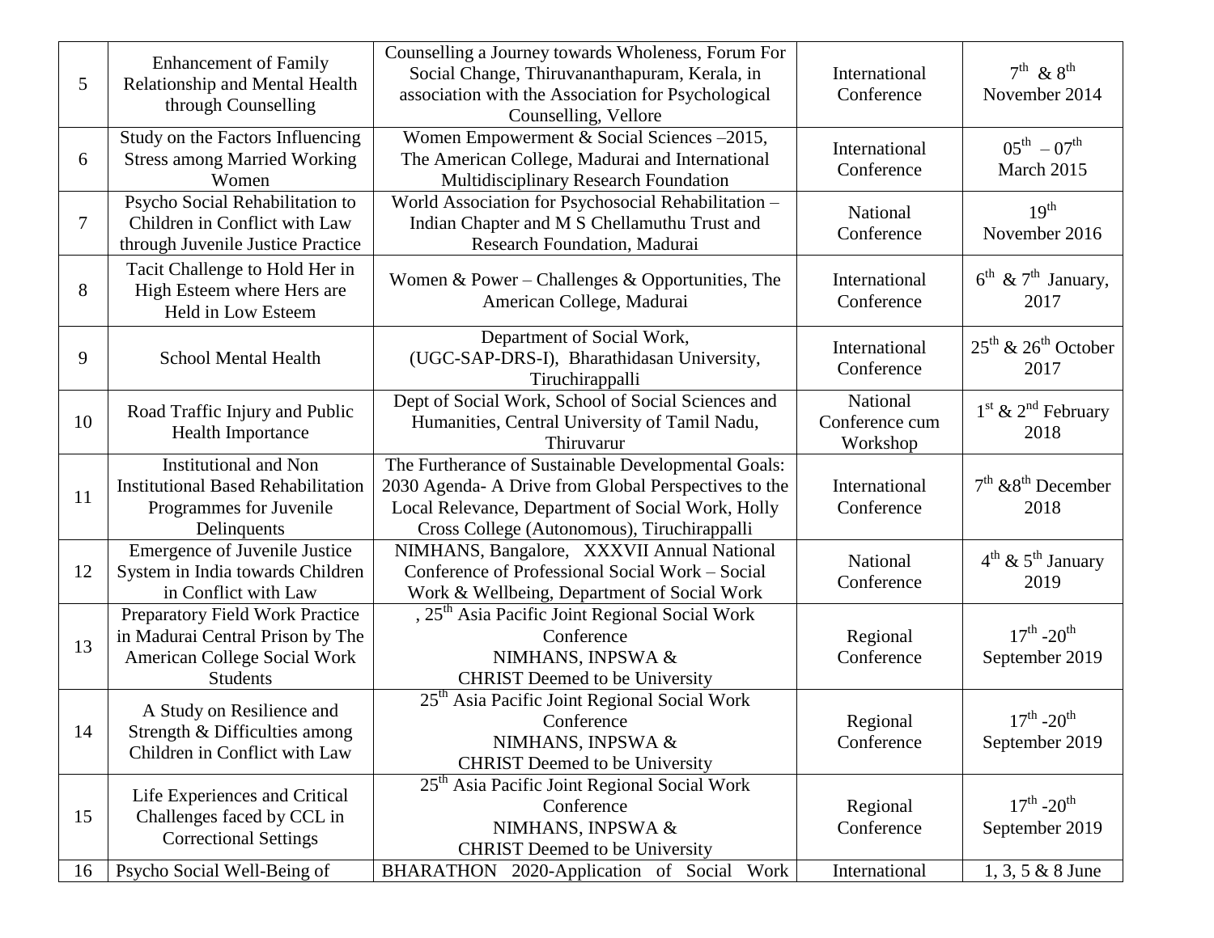| 5 | Enhancement of Family Relationship and Mental Health through Counselling | Counselling a Journey towards Wholeness, Forum For Social Change, Thiruvananthapuram, Kerala, in association with the Association for Psychological Counselling, Vellore | International Conference | 7th & 8th November 2014 |
|---|---|---|---|---|
| 6 | Study on the Factors Influencing Stress among Married Working Women | Women Empowerment & Social Sciences –2015, The American College, Madurai and International Multidisciplinary Research Foundation | International Conference | 05th – 07th March 2015 |
| 7 | Psycho Social Rehabilitation to Children in Conflict with Law through Juvenile Justice Practice | World Association for Psychosocial Rehabilitation – Indian Chapter and M S Chellamuthu Trust and Research Foundation, Madurai | National Conference | 19th November 2016 |
| 8 | Tacit Challenge to Hold Her in High Esteem where Hers are Held in Low Esteem | Women & Power – Challenges & Opportunities, The American College, Madurai | International Conference | 6th & 7th January, 2017 |
| 9 | School Mental Health | Department of Social Work, (UGC-SAP-DRS-I), Bharathidasan University, Tiruchirappalli | International Conference | 25th & 26th October 2017 |
| 10 | Road Traffic Injury and Public Health Importance | Dept of Social Work, School of Social Sciences and Humanities, Central University of Tamil Nadu, Thiruvarur | National Conference cum Workshop | 1st & 2nd February 2018 |
| 11 | Institutional and Non Institutional Based Rehabilitation Programmes for Juvenile Delinquents | The Furtherance of Sustainable Developmental Goals: 2030 Agenda- A Drive from Global Perspectives to the Local Relevance, Department of Social Work, Holly Cross College (Autonomous), Tiruchirappalli | International Conference | 7th &8th December 2018 |
| 12 | Emergence of Juvenile Justice System in India towards Children in Conflict with Law | NIMHANS, Bangalore, XXXVII Annual National Conference of Professional Social Work – Social Work & Wellbeing, Department of Social Work | National Conference | 4th & 5th January 2019 |
| 13 | Preparatory Field Work Practice in Madurai Central Prison by The American College Social Work Students | , 25th Asia Pacific Joint Regional Social Work Conference NIMHANS, INPSWA & CHRIST Deemed to be University | Regional Conference | 17th -20th September 2019 |
| 14 | A Study on Resilience and Strength & Difficulties among Children in Conflict with Law | 25th Asia Pacific Joint Regional Social Work Conference NIMHANS, INPSWA & CHRIST Deemed to be University | Regional Conference | 17th -20th September 2019 |
| 15 | Life Experiences and Critical Challenges faced by CCL in Correctional Settings | 25th Asia Pacific Joint Regional Social Work Conference NIMHANS, INPSWA & CHRIST Deemed to be University | Regional Conference | 17th -20th September 2019 |
| 16 | Psycho Social Well-Being of | BHARATHON 2020-Application of Social Work | International | 1, 3, 5 & 8 June |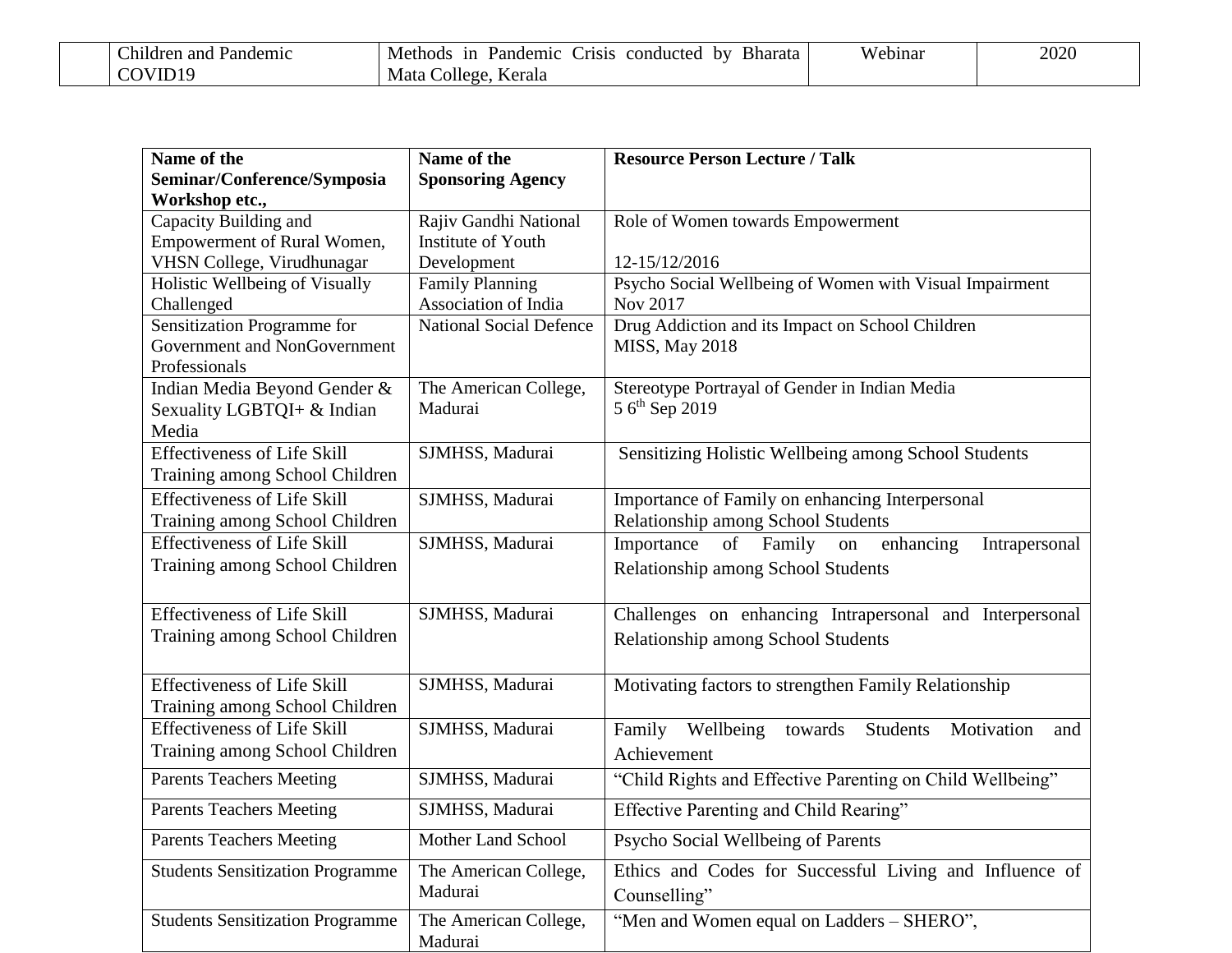|  | Children and Pandemic COVID19 | Methods in Pandemic Crisis conducted by Bharata Mata College, Kerala | Webinar | 2020 |
|---|---|---|---|---|

| Name of the Seminar/Conference/Symposia Workshop etc., | Name of the Sponsoring Agency | Resource Person Lecture / Talk |
|---|---|---|
| Capacity Building and Empowerment of Rural Women, VHSN College, Virudhunagar | Rajiv Gandhi National Institute of Youth Development | Role of Women towards Empowerment<br><br>12-15/12/2016 |
| Holistic Wellbeing of Visually Challenged | Family Planning Association of India | Psycho Social Wellbeing of Women with Visual Impairment Nov 2017 |
| Sensitization Programme for Government and NonGovernment Professionals | National Social Defence | Drug Addiction and its Impact on School Children MISS, May 2018 |
| Indian Media Beyond Gender & Sexuality LGBTQI+ & Indian Media | The American College, Madurai | Stereotype Portrayal of Gender in Indian Media 5 6th Sep 2019 |
| Effectiveness of Life Skill Training among School Children | SJMHSS, Madurai | Sensitizing Holistic Wellbeing among School Students |
| Effectiveness of Life Skill Training among School Children | SJMHSS, Madurai | Importance of Family on enhancing Interpersonal Relationship among School Students |
| Effectiveness of Life Skill Training among School Children | SJMHSS, Madurai | Importance of Family on enhancing Intrapersonal Relationship among School Students |
| Effectiveness of Life Skill Training among School Children | SJMHSS, Madurai | Challenges on enhancing Intrapersonal and Interpersonal Relationship among School Students |
| Effectiveness of Life Skill Training among School Children | SJMHSS, Madurai | Motivating factors to strengthen Family Relationship |
| Effectiveness of Life Skill Training among School Children | SJMHSS, Madurai | Family Wellbeing towards Students Motivation and Achievement |
| Parents Teachers Meeting | SJMHSS, Madurai | “Child Rights and Effective Parenting on Child Wellbeing” |
| Parents Teachers Meeting | SJMHSS, Madurai | Effective Parenting and Child Rearing” |
| Parents Teachers Meeting | Mother Land School | Psycho Social Wellbeing of Parents |
| Students Sensitization Programme | The American College, Madurai | Ethics and Codes for Successful Living and Influence of Counselling” |
| Students Sensitization Programme | The American College, Madurai | “Men and Women equal on Ladders – SHERO”, |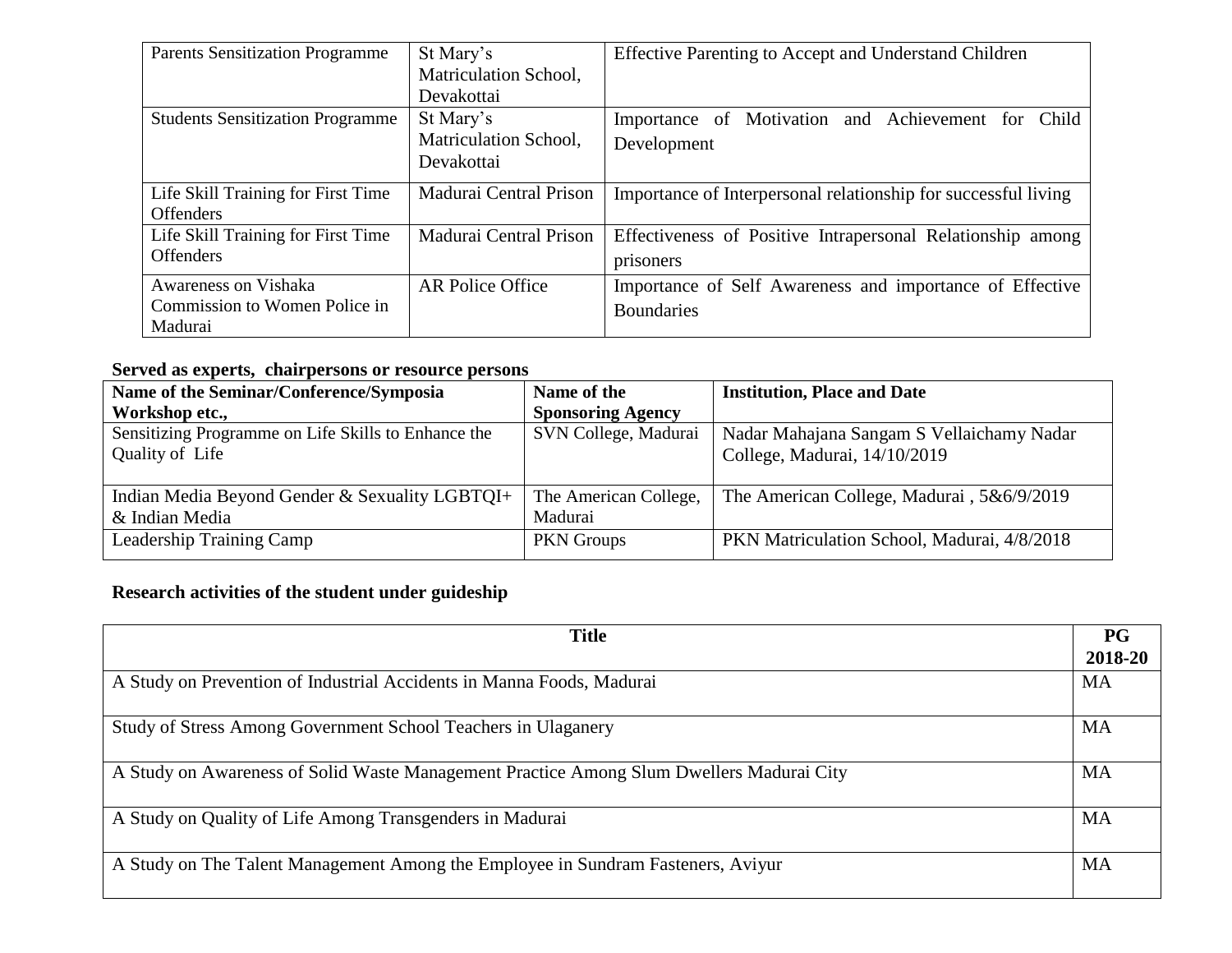| | | |
|---|---|---|
| Parents Sensitization Programme | St Mary's Matriculation School, Devakottai | Effective Parenting to Accept and Understand Children |
| Students Sensitization Programme | St Mary's Matriculation School, Devakottai | Importance of Motivation and Achievement for Child Development |
| Life Skill Training for First Time Offenders | Madurai Central Prison | Importance of Interpersonal relationship for successful living |
| Life Skill Training for First Time Offenders | Madurai Central Prison | Effectiveness of Positive Intrapersonal Relationship among prisoners |
| Awareness on Vishaka Commission to Women Police in Madurai | AR Police Office | Importance of Self Awareness and importance of Effective Boundaries |

**Served as experts, chairpersons or resource persons**

| Name of the Seminar/Conference/Symposia Workshop etc., | Name of the Sponsoring Agency | Institution, Place and Date |
|---|---|---|
| Sensitizing Programme on Life Skills to Enhance the Quality of Life | SVN College, Madurai | Nadar Mahajana Sangam S Vellaichamy Nadar College, Madurai, 14/10/2019 |
| Indian Media Beyond Gender & Sexuality LGBTQI+ & Indian Media | The American College, Madurai | The American College, Madurai , 5&6/9/2019 |
| Leadership Training Camp | PKN Groups | PKN Matriculation School, Madurai, 4/8/2018 |

**Research activities of the student under guideship**

| Title | PG 2018-20 |
|---|---|
| A Study on Prevention of Industrial Accidents in Manna Foods, Madurai | MA |
| Study of Stress Among Government School Teachers in Ulaganery | MA |
| A Study on Awareness of Solid Waste Management Practice Among Slum Dwellers Madurai City | MA |
| A Study on Quality of Life Among Transgenders in Madurai | MA |
| A Study on The Talent Management Among the Employee in Sundram Fasteners, Aviyur | MA |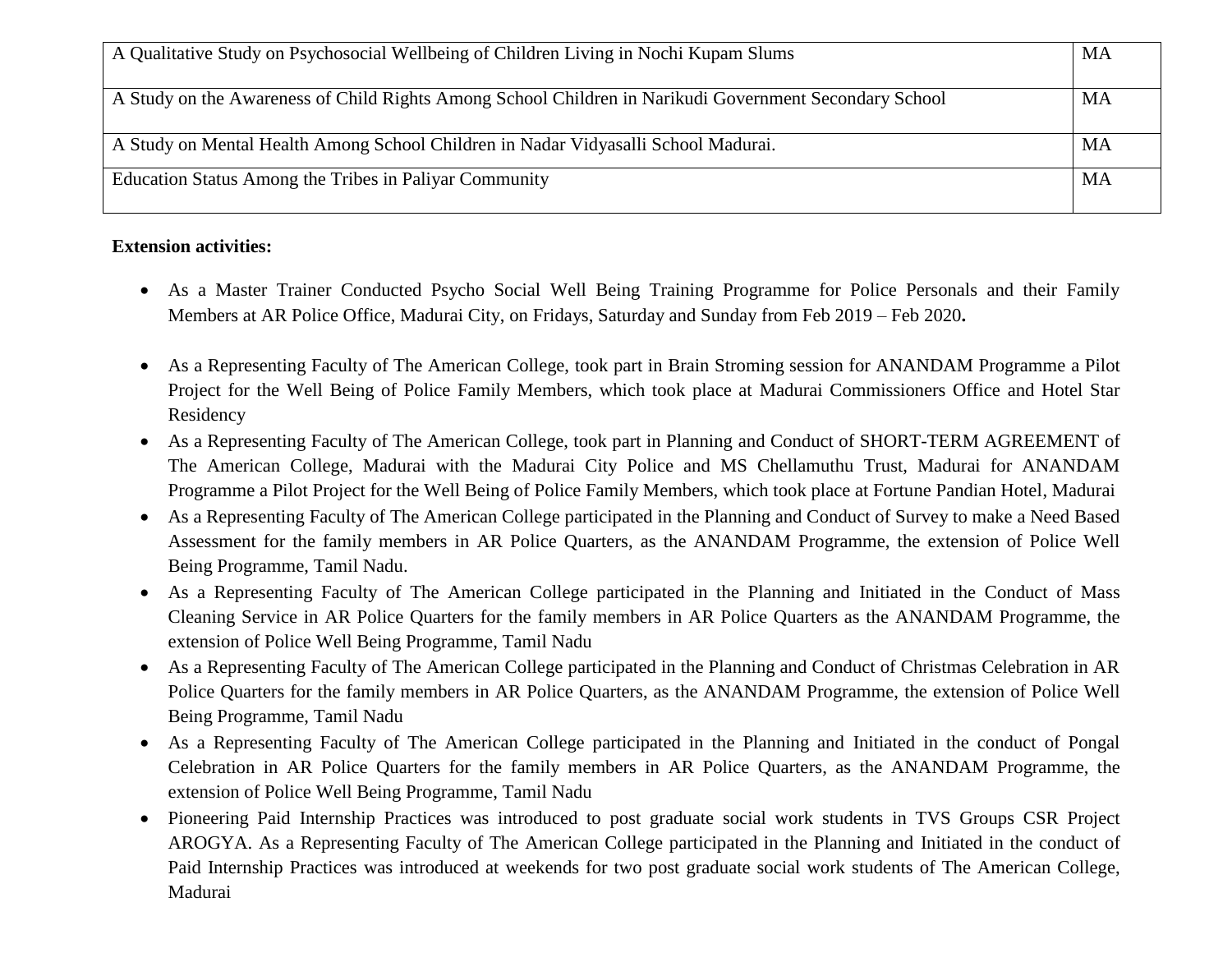| | |
|---|---|
| A Qualitative Study on Psychosocial Wellbeing of Children Living in Nochi Kupam Slums | MA |
| A Study on the Awareness of Child Rights Among School Children in Narikudi Government Secondary School | MA |
| A Study on Mental Health Among School Children in Nadar Vidyasalli School Madurai. | MA |
| Education Status Among the Tribes in Paliyar Community | MA |

**Extension activities:**

- As a Master Trainer Conducted Psycho Social Well Being Training Programme for Police Personals and their Family Members at AR Police Office, Madurai City, on Fridays, Saturday and Sunday from Feb 2019 – Feb 2020**.**
- As a Representing Faculty of The American College, took part in Brain Stroming session for ANANDAM Programme a Pilot Project for the Well Being of Police Family Members, which took place at Madurai Commissioners Office and Hotel Star Residency
- As a Representing Faculty of The American College, took part in Planning and Conduct of SHORT-TERM AGREEMENT of The American College, Madurai with the Madurai City Police and MS Chellamuthu Trust, Madurai for ANANDAM Programme a Pilot Project for the Well Being of Police Family Members, which took place at Fortune Pandian Hotel, Madurai
- As a Representing Faculty of The American College participated in the Planning and Conduct of Survey to make a Need Based Assessment for the family members in AR Police Quarters, as the ANANDAM Programme, the extension of Police Well Being Programme, Tamil Nadu.
- As a Representing Faculty of The American College participated in the Planning and Initiated in the Conduct of Mass Cleaning Service in AR Police Quarters for the family members in AR Police Quarters as the ANANDAM Programme, the extension of Police Well Being Programme, Tamil Nadu
- As a Representing Faculty of The American College participated in the Planning and Conduct of Christmas Celebration in AR Police Quarters for the family members in AR Police Quarters, as the ANANDAM Programme, the extension of Police Well Being Programme, Tamil Nadu
- As a Representing Faculty of The American College participated in the Planning and Initiated in the conduct of Pongal Celebration in AR Police Quarters for the family members in AR Police Quarters, as the ANANDAM Programme, the extension of Police Well Being Programme, Tamil Nadu
- Pioneering Paid Internship Practices was introduced to post graduate social work students in TVS Groups CSR Project AROGYA. As a Representing Faculty of The American College participated in the Planning and Initiated in the conduct of Paid Internship Practices was introduced at weekends for two post graduate social work students of The American College, Madurai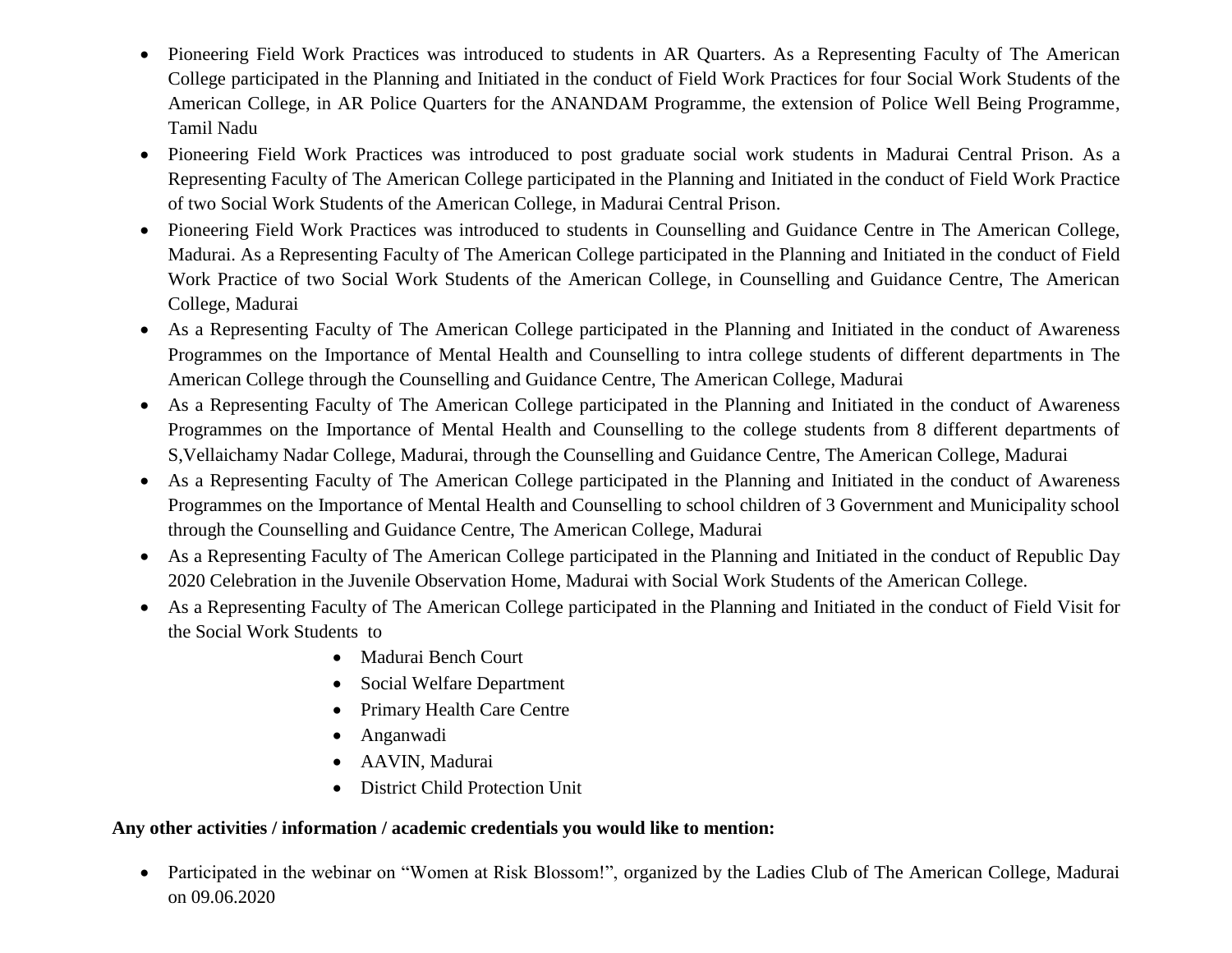- Pioneering Field Work Practices was introduced to students in AR Quarters. As a Representing Faculty of The American College participated in the Planning and Initiated in the conduct of Field Work Practices for four Social Work Students of the American College, in AR Police Quarters for the ANANDAM Programme, the extension of Police Well Being Programme, Tamil Nadu
- Pioneering Field Work Practices was introduced to post graduate social work students in Madurai Central Prison. As a Representing Faculty of The American College participated in the Planning and Initiated in the conduct of Field Work Practice of two Social Work Students of the American College, in Madurai Central Prison.
- Pioneering Field Work Practices was introduced to students in Counselling and Guidance Centre in The American College, Madurai. As a Representing Faculty of The American College participated in the Planning and Initiated in the conduct of Field Work Practice of two Social Work Students of the American College, in Counselling and Guidance Centre, The American College, Madurai
- As a Representing Faculty of The American College participated in the Planning and Initiated in the conduct of Awareness Programmes on the Importance of Mental Health and Counselling to intra college students of different departments in The American College through the Counselling and Guidance Centre, The American College, Madurai
- As a Representing Faculty of The American College participated in the Planning and Initiated in the conduct of Awareness Programmes on the Importance of Mental Health and Counselling to the college students from 8 different departments of S,Vellaichamy Nadar College, Madurai, through the Counselling and Guidance Centre, The American College, Madurai
- As a Representing Faculty of The American College participated in the Planning and Initiated in the conduct of Awareness Programmes on the Importance of Mental Health and Counselling to school children of 3 Government and Municipality school through the Counselling and Guidance Centre, The American College, Madurai
- As a Representing Faculty of The American College participated in the Planning and Initiated in the conduct of Republic Day 2020 Celebration in the Juvenile Observation Home, Madurai with Social Work Students of the American College.
- As a Representing Faculty of The American College participated in the Planning and Initiated in the conduct of Field Visit for the Social Work Students to
    - Madurai Bench Court
    - Social Welfare Department
    - Primary Health Care Centre
    - Anganwadi
    - AAVIN, Madurai
    - District Child Protection Unit

**Any other activities / information / academic credentials you would like to mention:**

- Participated in the webinar on "Women at Risk Blossom!", organized by the Ladies Club of The American College, Madurai on 09.06.2020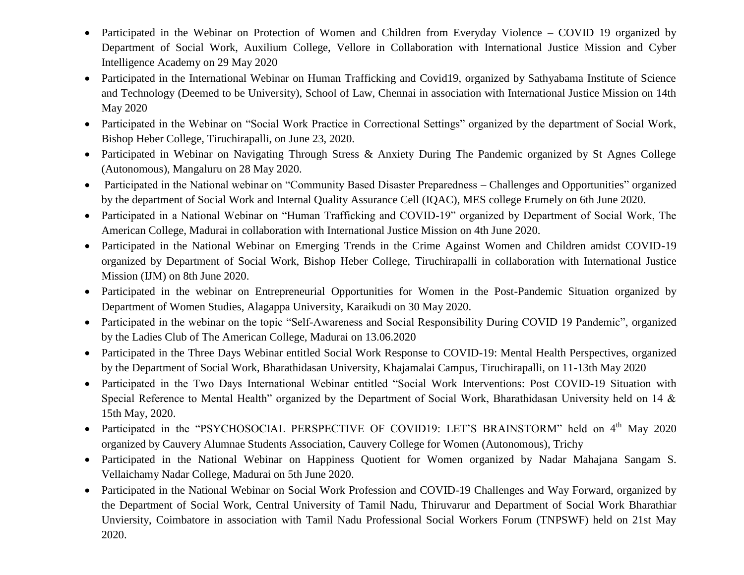- Participated in the Webinar on Protection of Women and Children from Everyday Violence – COVID 19 organized by Department of Social Work, Auxilium College, Vellore in Collaboration with International Justice Mission and Cyber Intelligence Academy on 29 May 2020
- Participated in the International Webinar on Human Trafficking and Covid19, organized by Sathyabama Institute of Science and Technology (Deemed to be University), School of Law, Chennai in association with International Justice Mission on 14th May 2020
- Participated in the Webinar on "Social Work Practice in Correctional Settings" organized by the department of Social Work, Bishop Heber College, Tiruchirapalli, on June 23, 2020.
- Participated in Webinar on Navigating Through Stress & Anxiety During The Pandemic organized by St Agnes College (Autonomous), Mangaluru on 28 May 2020.
- Participated in the National webinar on "Community Based Disaster Preparedness – Challenges and Opportunities" organized by the department of Social Work and Internal Quality Assurance Cell (IQAC), MES college Erumely on 6th June 2020.
- Participated in a National Webinar on "Human Trafficking and COVID-19" organized by Department of Social Work, The American College, Madurai in collaboration with International Justice Mission on 4th June 2020.
- Participated in the National Webinar on Emerging Trends in the Crime Against Women and Children amidst COVID-19 organized by Department of Social Work, Bishop Heber College, Tiruchirapalli in collaboration with International Justice Mission (IJM) on 8th June 2020.
- Participated in the webinar on Entrepreneurial Opportunities for Women in the Post-Pandemic Situation organized by Department of Women Studies, Alagappa University, Karaikudi on 30 May 2020.
- Participated in the webinar on the topic "Self-Awareness and Social Responsibility During COVID 19 Pandemic", organized by the Ladies Club of The American College, Madurai on 13.06.2020
- Participated in the Three Days Webinar entitled Social Work Response to COVID-19: Mental Health Perspectives, organized by the Department of Social Work, Bharathidasan University, Khajamalai Campus, Tiruchirapalli, on 11-13th May 2020
- Participated in the Two Days International Webinar entitled "Social Work Interventions: Post COVID-19 Situation with Special Reference to Mental Health" organized by the Department of Social Work, Bharathidasan University held on 14 & 15th May, 2020.
- Participated in the "PSYCHOSOCIAL PERSPECTIVE OF COVID19: LET'S BRAINSTORM" held on 4th May 2020 organized by Cauvery Alumnae Students Association, Cauvery College for Women (Autonomous), Trichy
- Participated in the National Webinar on Happiness Quotient for Women organized by Nadar Mahajana Sangam S. Vellaichamy Nadar College, Madurai on 5th June 2020.
- Participated in the National Webinar on Social Work Profession and COVID-19 Challenges and Way Forward, organized by the Department of Social Work, Central University of Tamil Nadu, Thiruvarur and Department of Social Work Bharathiar Unviersity, Coimbatore in association with Tamil Nadu Professional Social Workers Forum (TNPSWF) held on 21st May 2020.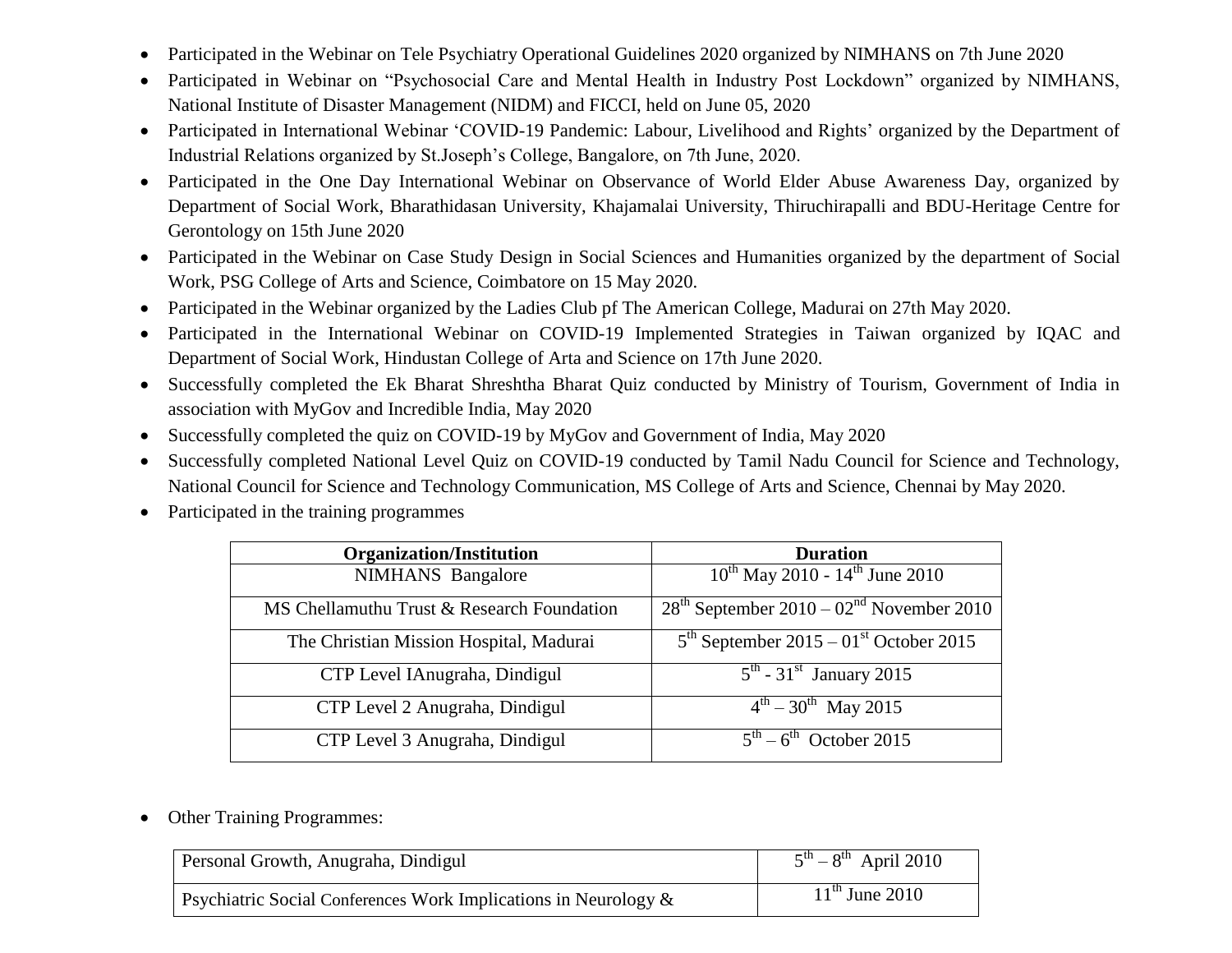- Participated in the Webinar on Tele Psychiatry Operational Guidelines 2020 organized by NIMHANS on 7th June 2020
- Participated in Webinar on "Psychosocial Care and Mental Health in Industry Post Lockdown" organized by NIMHANS, National Institute of Disaster Management (NIDM) and FICCI, held on June 05, 2020
- Participated in International Webinar 'COVID-19 Pandemic: Labour, Livelihood and Rights' organized by the Department of Industrial Relations organized by St.Joseph's College, Bangalore, on 7th June, 2020.
- Participated in the One Day International Webinar on Observance of World Elder Abuse Awareness Day, organized by Department of Social Work, Bharathidasan University, Khajamalai University, Thiruchirapalli and BDU-Heritage Centre for Gerontology on 15th June 2020
- Participated in the Webinar on Case Study Design in Social Sciences and Humanities organized by the department of Social Work, PSG College of Arts and Science, Coimbatore on 15 May 2020.
- Participated in the Webinar organized by the Ladies Club pf The American College, Madurai on 27th May 2020.
- Participated in the International Webinar on COVID-19 Implemented Strategies in Taiwan organized by IQAC and Department of Social Work, Hindustan College of Arta and Science on 17th June 2020.
- Successfully completed the Ek Bharat Shreshtha Bharat Quiz conducted by Ministry of Tourism, Government of India in association with MyGov and Incredible India, May 2020
- Successfully completed the quiz on COVID-19 by MyGov and Government of India, May 2020
- Successfully completed National Level Quiz on COVID-19 conducted by Tamil Nadu Council for Science and Technology, National Council for Science and Technology Communication, MS College of Arts and Science, Chennai by May 2020.
- Participated in the training programmes

| Organization/Institution | Duration |
|---|---|
| NIMHANS Bangalore | 10th May 2010 - 14th June 2010 |
| MS Chellamuthu Trust & Research Foundation | 28th September 2010 – 02nd November 2010 |
| The Christian Mission Hospital, Madurai | 5th September 2015 – 01st October 2015 |
| CTP Level IAnugraha, Dindigul | 5th - 31st January 2015 |
| CTP Level 2 Anugraha, Dindigul | 4th – 30th May 2015 |
| CTP Level 3 Anugraha, Dindigul | 5th – 6th October 2015 |

- Other Training Programmes:

| | |
|---|---|
| Personal Growth, Anugraha, Dindigul | 5th – 8th April 2010 |
| Psychiatric Social Conferences Work Implications in Neurology & | 11th June 2010 |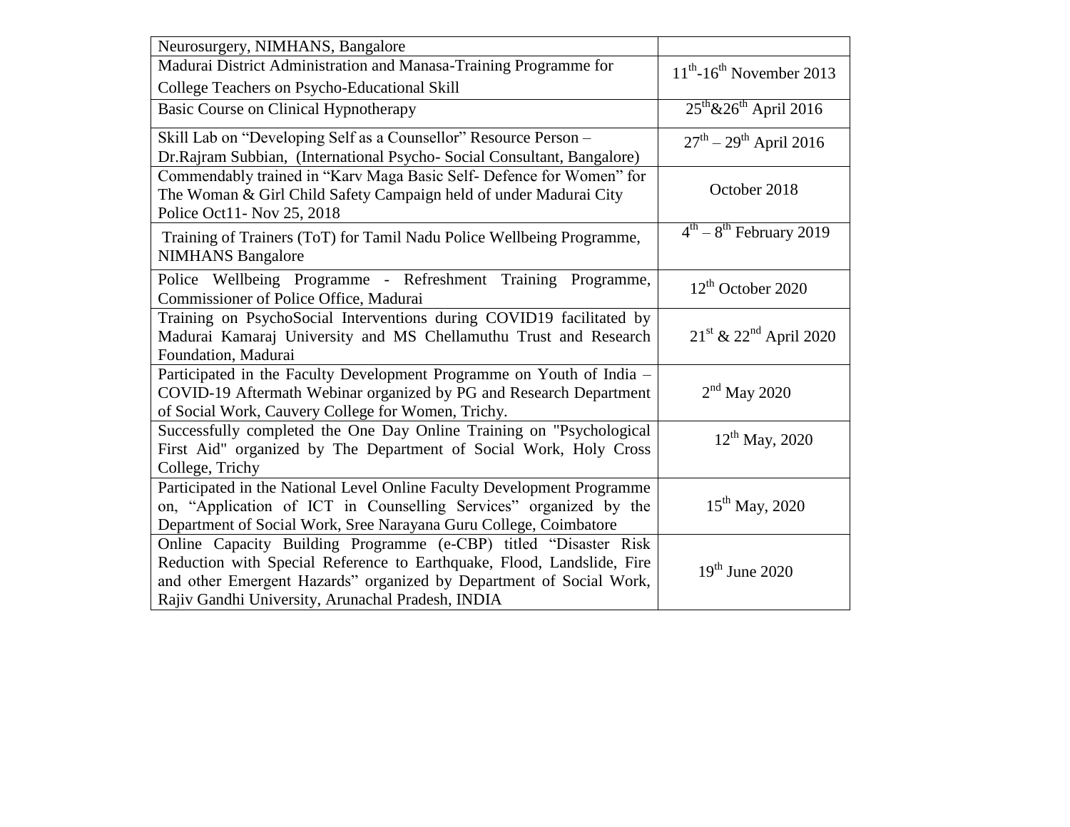| | |
|---|---|
| Neurosurgery, NIMHANS, Bangalore | |
| Madurai District Administration and Manasa-Training Programme for College Teachers on Psycho-Educational Skill | 11th-16th November 2013 |
| Basic Course on Clinical Hypnotherapy | 25th&26th April 2016 |
| Skill Lab on “Developing Self as a Counsellor” Resource Person – Dr.Rajram Subbian, (International Psycho- Social Consultant, Bangalore) | 27th – 29th April 2016 |
| Commendably trained in “Karv Maga Basic Self- Defence for Women” for The Woman & Girl Child Safety Campaign held of under Madurai City Police Oct11- Nov 25, 2018 | October 2018 |
| Training of Trainers (ToT) for Tamil Nadu Police Wellbeing Programme, NIMHANS Bangalore | 4th – 8th February 2019 |
| Police Wellbeing Programme - Refreshment Training Programme, Commissioner of Police Office, Madurai | 12th October 2020 |
| Training on PsychoSocial Interventions during COVID19 facilitated by Madurai Kamaraj University and MS Chellamuthu Trust and Research Foundation, Madurai | 21st & 22nd April 2020 |
| Participated in the Faculty Development Programme on Youth of India – COVID-19 Aftermath Webinar organized by PG and Research Department of Social Work, Cauvery College for Women, Trichy. | 2nd May 2020 |
| Successfully completed the One Day Online Training on "Psychological First Aid" organized by The Department of Social Work, Holy Cross College, Trichy | 12th May, 2020 |
| Participated in the National Level Online Faculty Development Programme on, “Application of ICT in Counselling Services” organized by the Department of Social Work, Sree Narayana Guru College, Coimbatore | 15th May, 2020 |
| Online Capacity Building Programme (e-CBP) titled “Disaster Risk Reduction with Special Reference to Earthquake, Flood, Landslide, Fire and other Emergent Hazards” organized by Department of Social Work, Rajiv Gandhi University, Arunachal Pradesh, INDIA | 19th June 2020 |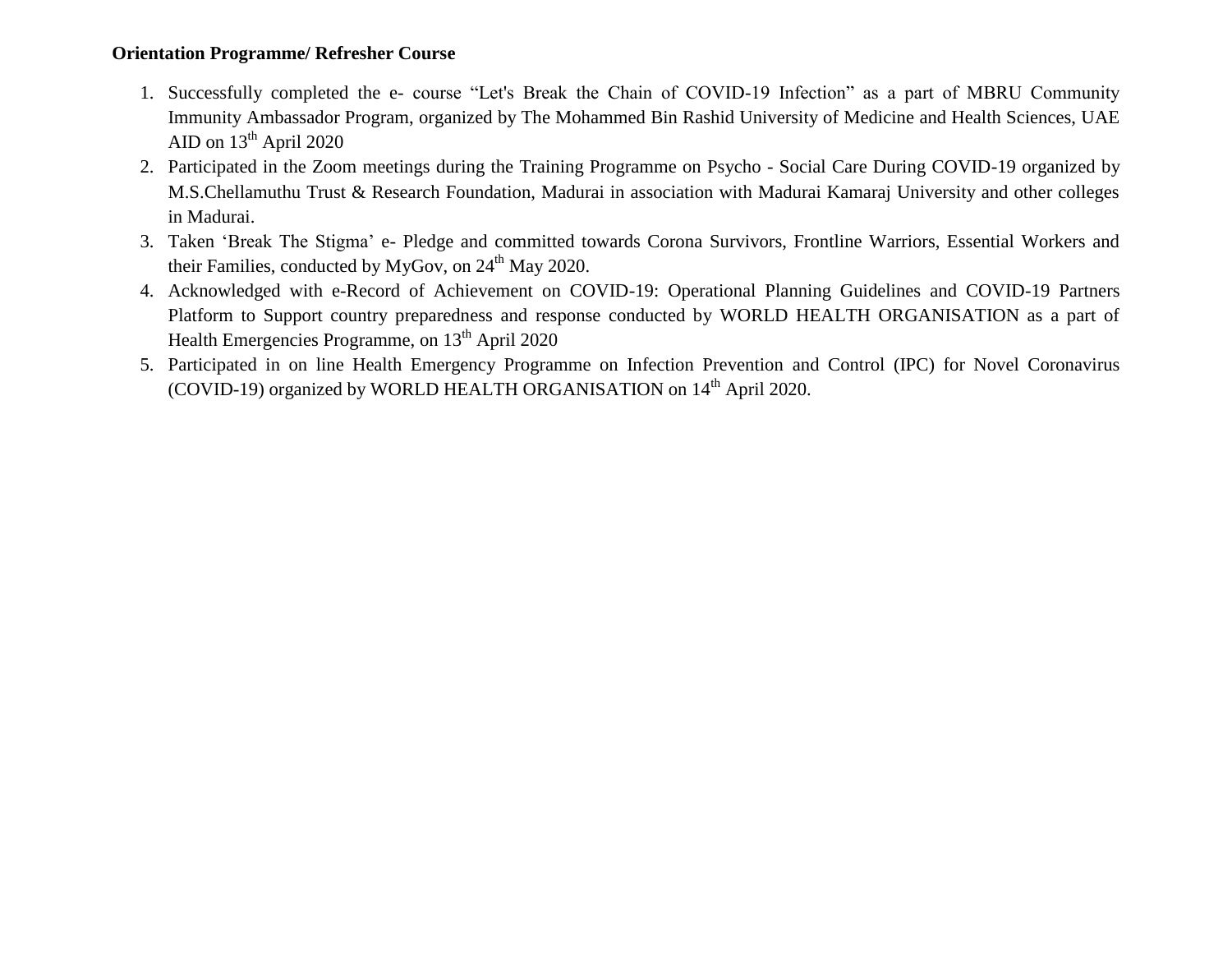**Orientation Programme/ Refresher Course**

1. Successfully completed the e- course “Let's Break the Chain of COVID-19 Infection” as a part of MBRU Community Immunity Ambassador Program, organized by The Mohammed Bin Rashid University of Medicine and Health Sciences, UAE AID on 13th April 2020
2. Participated in the Zoom meetings during the Training Programme on Psycho - Social Care During COVID-19 organized by M.S.Chellamuthu Trust & Research Foundation, Madurai in association with Madurai Kamaraj University and other colleges in Madurai.
3. Taken ‘Break The Stigma’ e- Pledge and committed towards Corona Survivors, Frontline Warriors, Essential Workers and their Families, conducted by MyGov, on 24th May 2020.
4. Acknowledged with e-Record of Achievement on COVID-19: Operational Planning Guidelines and COVID-19 Partners Platform to Support country preparedness and response conducted by WORLD HEALTH ORGANISATION as a part of Health Emergencies Programme, on 13th April 2020
5. Participated in on line Health Emergency Programme on Infection Prevention and Control (IPC) for Novel Coronavirus (COVID-19) organized by WORLD HEALTH ORGANISATION on 14th April 2020.